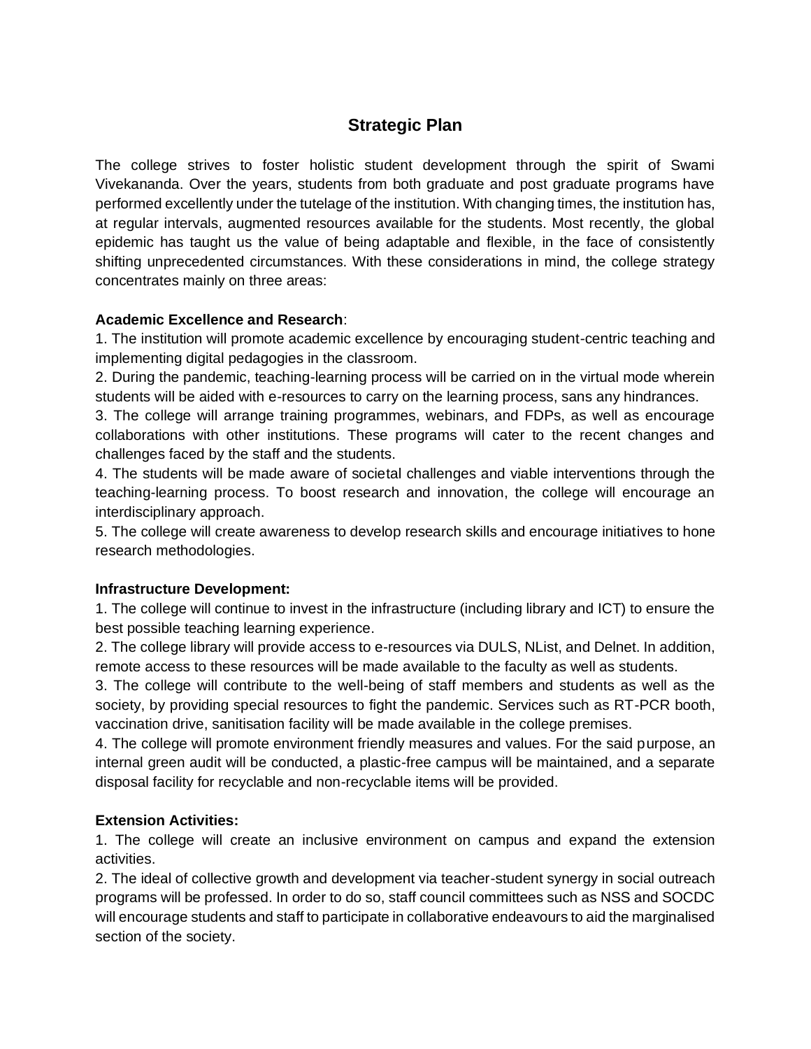# Strategic Plan

The college strives to foster holistic student development through the spirit of Swami Vivekananda. Over the years, students from both graduate and post graduate programs have performed excellently under the tutelage of the institution. With changing times, the institution has, at regular intervals, augmented resources available for the students. Most recently, the global epidemic has taught us the value of being adaptable and flexible, in the face of consistently shifting unprecedented circumstances. With these considerations in mind, the college strategy concentrates mainly on three areas:

**Academic Excellence and Research**:

1. The institution will promote academic excellence by encouraging student-centric teaching and implementing digital pedagogies in the classroom.
2. During the pandemic, teaching-learning process will be carried on in the virtual mode wherein students will be aided with e-resources to carry on the learning process, sans any hindrances.
3. The college will arrange training programmes, webinars, and FDPs, as well as encourage collaborations with other institutions. These programs will cater to the recent changes and challenges faced by the staff and the students.
4. The students will be made aware of societal challenges and viable interventions through the teaching-learning process. To boost research and innovation, the college will encourage an interdisciplinary approach.
5. The college will create awareness to develop research skills and encourage initiatives to hone research methodologies.

**Infrastructure Development:**

1. The college will continue to invest in the infrastructure (including library and ICT) to ensure the best possible teaching learning experience.
2. The college library will provide access to e-resources via DULS, NList, and Delnet. In addition, remote access to these resources will be made available to the faculty as well as students.
3. The college will contribute to the well-being of staff members and students as well as the society, by providing special resources to fight the pandemic. Services such as RT-PCR booth, vaccination drive, sanitisation facility will be made available in the college premises.
4. The college will promote environment friendly measures and values. For the said purpose, an internal green audit will be conducted, a plastic-free campus will be maintained, and a separate disposal facility for recyclable and non-recyclable items will be provided.

**Extension Activities:**

1. The college will create an inclusive environment on campus and expand the extension activities.
2. The ideal of collective growth and development via teacher-student synergy in social outreach programs will be professed. In order to do so, staff council committees such as NSS and SOCDC will encourage students and staff to participate in collaborative endeavours to aid the marginalised section of the society.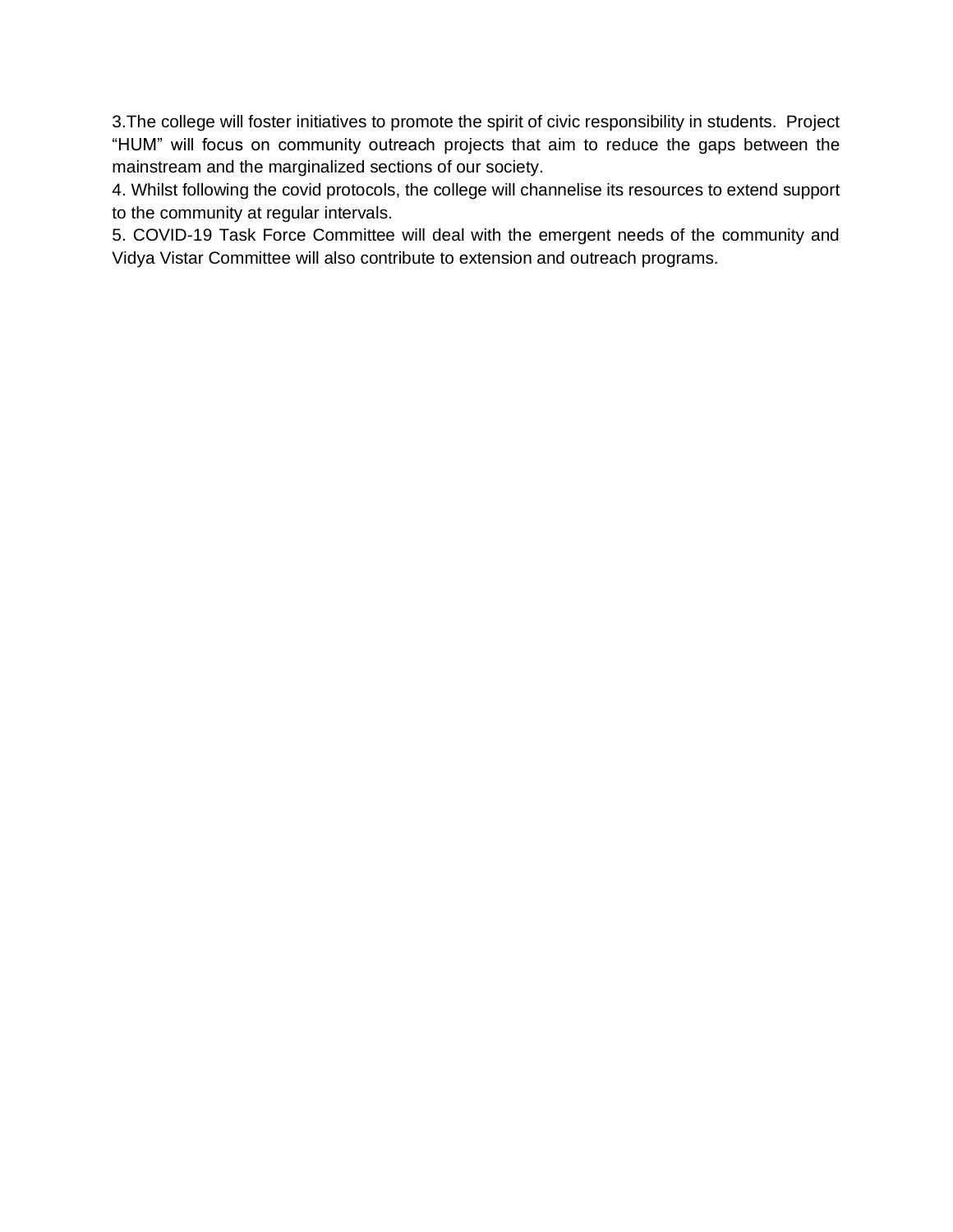3.The college will foster initiatives to promote the spirit of civic responsibility in students. Project "HUM" will focus on community outreach projects that aim to reduce the gaps between the mainstream and the marginalized sections of our society.

4. Whilst following the covid protocols, the college will channelise its resources to extend support to the community at regular intervals.

5. COVID-19 Task Force Committee will deal with the emergent needs of the community and Vidya Vistar Committee will also contribute to extension and outreach programs.